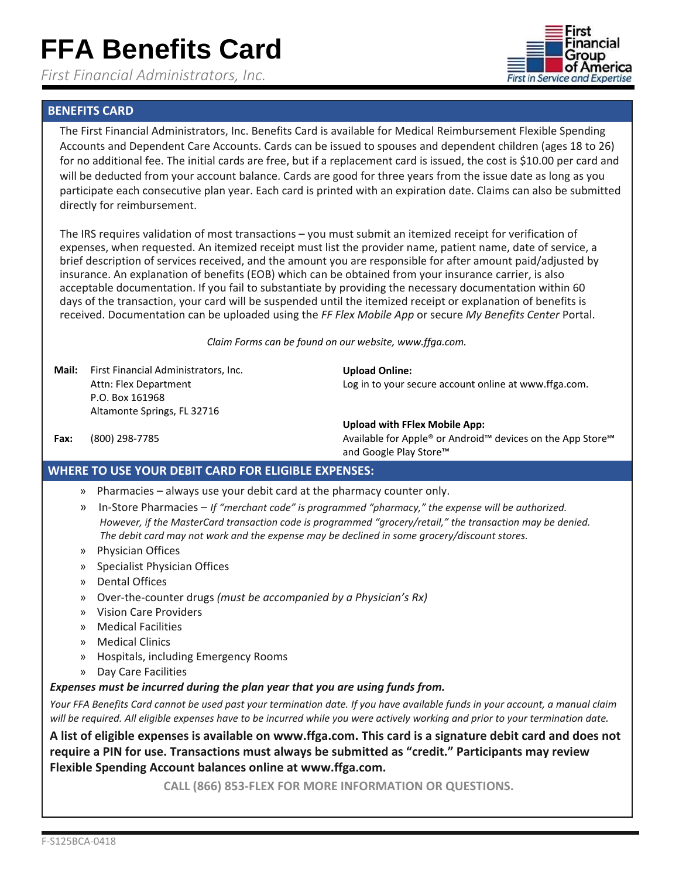# FFA Benefits Card

*First Financial Administrators, Inc.*

First Financial Group of America
*First in Service and Expertise*

## BENEFITS CARD

The First Financial Administrators, Inc. Benefits Card is available for Medical Reimbursement Flexible Spending Accounts and Dependent Care Accounts. Cards can be issued to spouses and dependent children (ages 18 to 26) for no additional fee. The initial cards are free, but if a replacement card is issued, the cost is $10.00 per card and will be deducted from your account balance. Cards are good for three years from the issue date as long as you participate each consecutive plan year. Each card is printed with an expiration date. Claims can also be submitted directly for reimbursement.

The IRS requires validation of most transactions – you must submit an itemized receipt for verification of expenses, when requested. An itemized receipt must list the provider name, patient name, date of service, a brief description of services received, and the amount you are responsible for after amount paid/adjusted by insurance. An explanation of benefits (EOB) which can be obtained from your insurance carrier, is also acceptable documentation. If you fail to substantiate by providing the necessary documentation within 60 days of the transaction, your card will be suspended until the itemized receipt or explanation of benefits is received. Documentation can be uploaded using the *FF Flex Mobile App* or secure *My Benefits Center* Portal.

*Claim Forms can be found on our website, www.ffga.com.*

**Mail:** First Financial Administrators, Inc.
Attn: Flex Department
P.O. Box 161968
Altamonte Springs, FL 32716

**Fax:** (800) 298-7785

**Upload Online:**
Log in to your secure account online at www.ffga.com.

**Upload with FFlex Mobile App:**
Available for Apple® or Android™ devices on the App Store℠ and Google Play Store™

## WHERE TO USE YOUR DEBIT CARD FOR ELIGIBLE EXPENSES:

- Pharmacies – always use your debit card at the pharmacy counter only.
- In-Store Pharmacies – *If "merchant code" is programmed "pharmacy," the expense will be authorized. However, if the MasterCard transaction code is programmed "grocery/retail," the transaction may be denied. The debit card may not work and the expense may be declined in some grocery/discount stores.*
- Physician Offices
- Specialist Physician Offices
- Dental Offices
- Over-the-counter drugs *(must be accompanied by a Physician's Rx)*
- Vision Care Providers
- Medical Facilities
- Medical Clinics
- Hospitals, including Emergency Rooms
- Day Care Facilities

***Expenses must be incurred during the plan year that you are using funds from.***

*Your FFA Benefits Card cannot be used past your termination date. If you have available funds in your account, a manual claim will be required. All eligible expenses have to be incurred while you were actively working and prior to your termination date.*

**A list of eligible expenses is available on www.ffga.com. This card is a signature debit card and does not require a PIN for use. Transactions must always be submitted as "credit." Participants may review Flexible Spending Account balances online at www.ffga.com.**

**CALL (866) 853-FLEX FOR MORE INFORMATION OR QUESTIONS.**

F-S125BCA-0418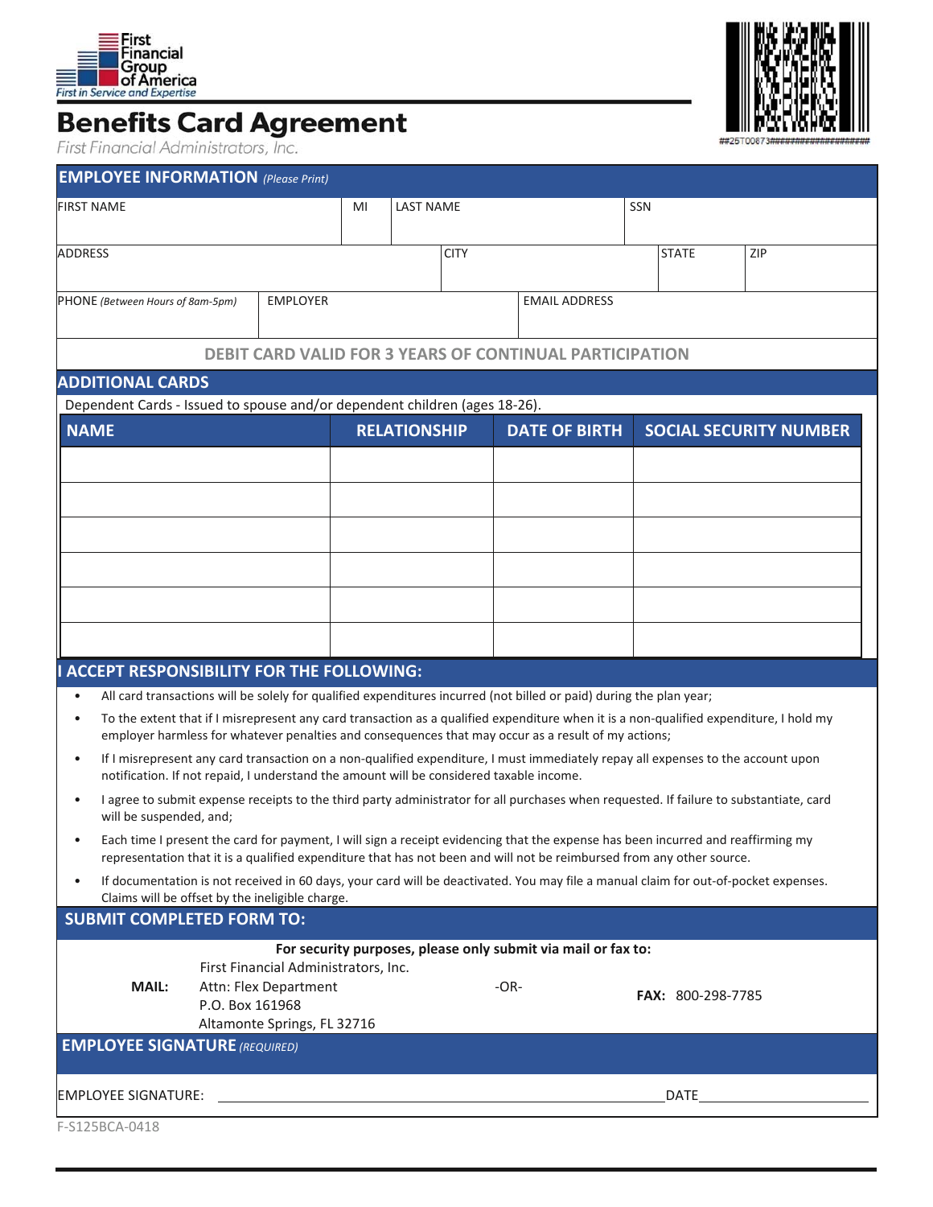First Financial Group of America
*First in Service and Expertise*

##25T00873######################

# Benefits Card Agreement

*First Financial Administrators, Inc.*

## EMPLOYEE INFORMATION *(Please Print)*

| FIRST NAME | MI | LAST NAME | SSN |
|---|---|---|---|
| | | | |

| ADDRESS | CITY | STATE | ZIP |
|---|---|---|---|
| | | | |

| PHONE *(Between Hours of 8am-5pm)* | EMPLOYER | EMAIL ADDRESS |
|---|---|---|
| | | |

**DEBIT CARD VALID FOR 3 YEARS OF CONTINUAL PARTICIPATION**

## ADDITIONAL CARDS

Dependent Cards - Issued to spouse and/or dependent children (ages 18-26).

| NAME | RELATIONSHIP | DATE OF BIRTH | SOCIAL SECURITY NUMBER |
|---|---|---|---|
| | | | |
| | | | |
| | | | |
| | | | |
| | | | |
| | | | |

## I ACCEPT RESPONSIBILITY FOR THE FOLLOWING:

- All card transactions will be solely for qualified expenditures incurred (not billed or paid) during the plan year;
- To the extent that if I misrepresent any card transaction as a qualified expenditure when it is a non-qualified expenditure, I hold my employer harmless for whatever penalties and consequences that may occur as a result of my actions;
- If I misrepresent any card transaction on a non-qualified expenditure, I must immediately repay all expenses to the account upon notification. If not repaid, I understand the amount will be considered taxable income.
- I agree to submit expense receipts to the third party administrator for all purchases when requested. If failure to substantiate, card will be suspended, and;
- Each time I present the card for payment, I will sign a receipt evidencing that the expense has been incurred and reaffirming my representation that it is a qualified expenditure that has not been and will not be reimbursed from any other source.
- If documentation is not received in 60 days, your card will be deactivated. You may file a manual claim for out-of-pocket expenses. Claims will be offset by the ineligible charge.

## SUBMIT COMPLETED FORM TO:

**For security purposes, please only submit via mail or fax to:**

**MAIL:**
First Financial Administrators, Inc.
Attn: Flex Department
P.O. Box 161968
Altamonte Springs, FL 32716

-OR-

**FAX:** 800-298-7785

## EMPLOYEE SIGNATURE *(REQUIRED)*

EMPLOYEE SIGNATURE: ______________________________ DATE ____________

F-S125BCA-0418